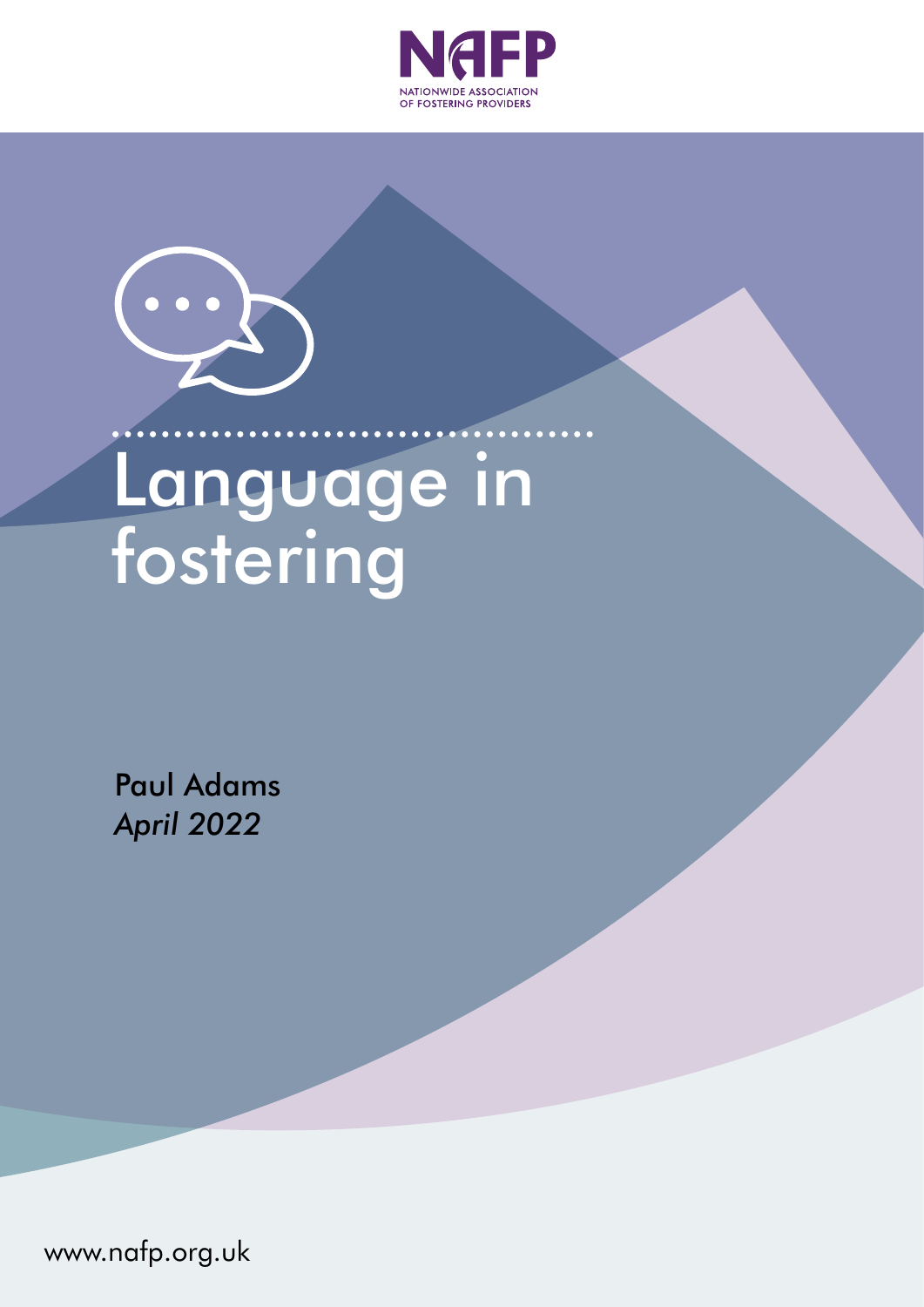NAFP

NATIONWIDE ASSOCIATION OF FOSTERING PROVIDERS

# Language in fostering

Paul Adams

*April 2022*

www.nafp.org.uk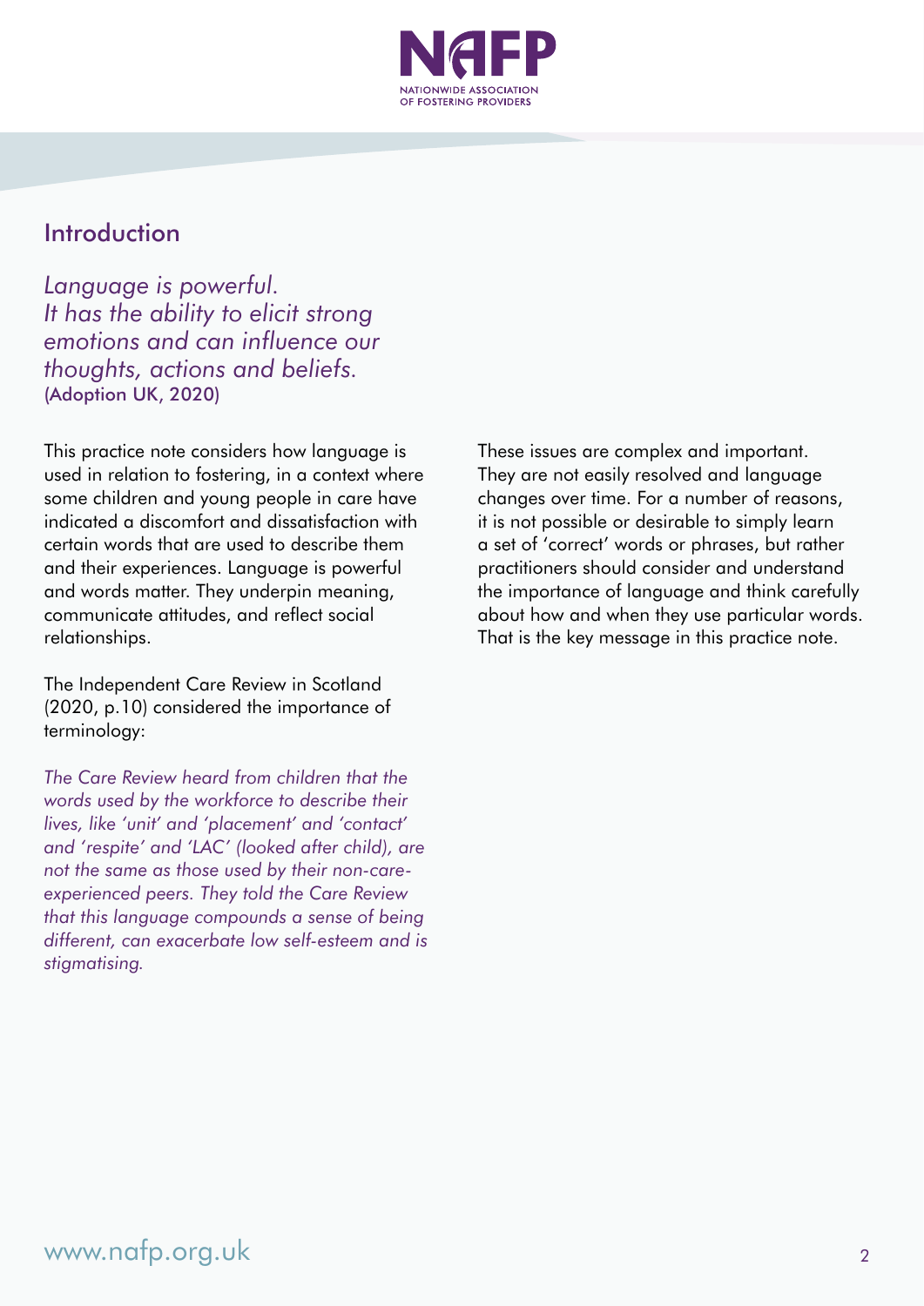## Introduction

*Language is powerful.*
*It has the ability to elicit strong emotions and can influence our thoughts, actions and beliefs.*
(Adoption UK, 2020)

This practice note considers how language is used in relation to fostering, in a context where some children and young people in care have indicated a discomfort and dissatisfaction with certain words that are used to describe them and their experiences. Language is powerful and words matter. They underpin meaning, communicate attitudes, and reflect social relationships.

The Independent Care Review in Scotland (2020, p.10) considered the importance of terminology:

*The Care Review heard from children that the words used by the workforce to describe their lives, like 'unit' and 'placement' and 'contact' and 'respite' and 'LAC' (looked after child), are not the same as those used by their non-care-experienced peers. They told the Care Review that this language compounds a sense of being different, can exacerbate low self-esteem and is stigmatising.*

These issues are complex and important. They are not easily resolved and language changes over time. For a number of reasons, it is not possible or desirable to simply learn a set of 'correct' words or phrases, but rather practitioners should consider and understand the importance of language and think carefully about how and when they use particular words. That is the key message in this practice note.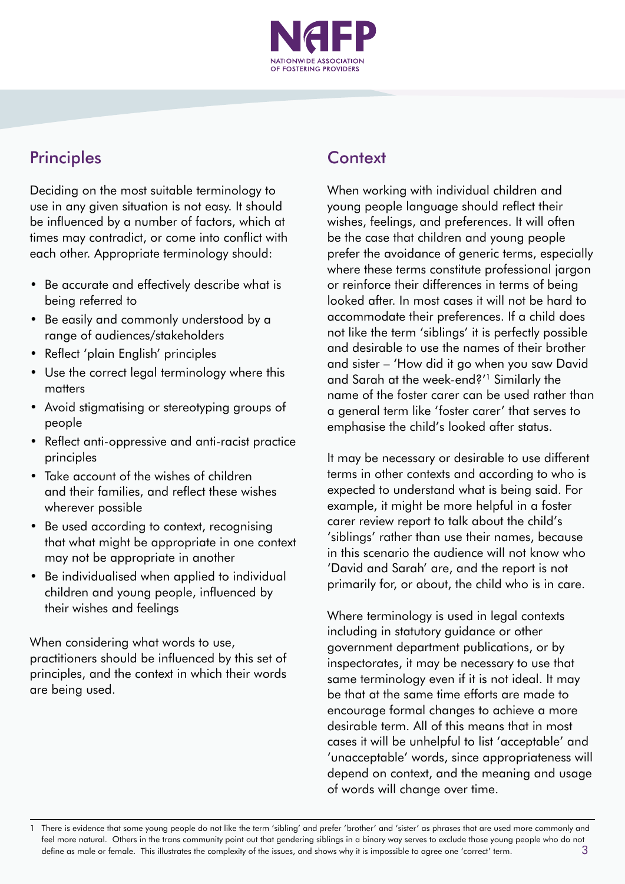## Principles

Deciding on the most suitable terminology to use in any given situation is not easy. It should be influenced by a number of factors, which at times may contradict, or come into conflict with each other. Appropriate terminology should:

- Be accurate and effectively describe what is being referred to
- Be easily and commonly understood by a range of audiences/stakeholders
- Reflect 'plain English' principles
- Use the correct legal terminology where this matters
- Avoid stigmatising or stereotyping groups of people
- Reflect anti-oppressive and anti-racist practice principles
- Take account of the wishes of children and their families, and reflect these wishes wherever possible
- Be used according to context, recognising that what might be appropriate in one context may not be appropriate in another
- Be individualised when applied to individual children and young people, influenced by their wishes and feelings

When considering what words to use, practitioners should be influenced by this set of principles, and the context in which their words are being used.

## Context

When working with individual children and young people language should reflect their wishes, feelings, and preferences. It will often be the case that children and young people prefer the avoidance of generic terms, especially where these terms constitute professional jargon or reinforce their differences in terms of being looked after. In most cases it will not be hard to accommodate their preferences. If a child does not like the term 'siblings' it is perfectly possible and desirable to use the names of their brother and sister – 'How did it go when you saw David and Sarah at the week-end?'[1] Similarly the name of the foster carer can be used rather than a general term like 'foster carer' that serves to emphasise the child's looked after status.

It may be necessary or desirable to use different terms in other contexts and according to who is expected to understand what is being said. For example, it might be more helpful in a foster carer review report to talk about the child's 'siblings' rather than use their names, because in this scenario the audience will not know who 'David and Sarah' are, and the report is not primarily for, or about, the child who is in care.

Where terminology is used in legal contexts including in statutory guidance or other government department publications, or by inspectorates, it may be necessary to use that same terminology even if it is not ideal. It may be that at the same time efforts are made to encourage formal changes to achieve a more desirable term. All of this means that in most cases it will be unhelpful to list 'acceptable' and 'unacceptable' words, since appropriateness will depend on context, and the meaning and usage of words will change over time.

---

1 There is evidence that some young people do not like the term 'sibling' and prefer 'brother' and 'sister' as phrases that are used more commonly and feel more natural. Others in the trans community point out that gendering siblings in a binary way serves to exclude those young people who do not define as male or female. This illustrates the complexity of the issues, and shows why it is impossible to agree one 'correct' term.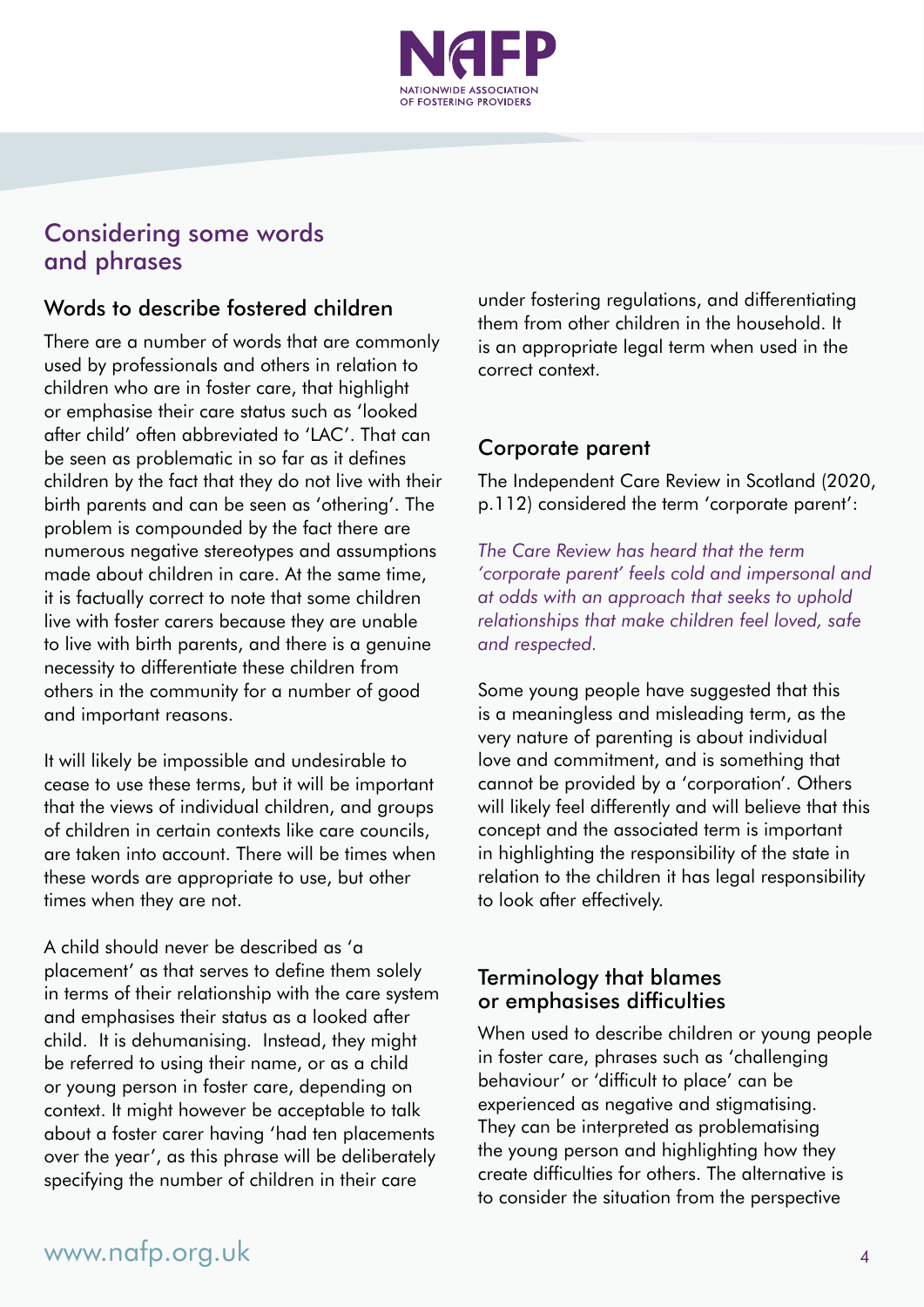## Considering some words and phrases

### Words to describe fostered children

There are a number of words that are commonly used by professionals and others in relation to children who are in foster care, that highlight or emphasise their care status such as 'looked after child' often abbreviated to 'LAC'. That can be seen as problematic in so far as it defines children by the fact that they do not live with their birth parents and can be seen as 'othering'. The problem is compounded by the fact there are numerous negative stereotypes and assumptions made about children in care. At the same time, it is factually correct to note that some children live with foster carers because they are unable to live with birth parents, and there is a genuine necessity to differentiate these children from others in the community for a number of good and important reasons.

It will likely be impossible and undesirable to cease to use these terms, but it will be important that the views of individual children, and groups of children in certain contexts like care councils, are taken into account. There will be times when these words are appropriate to use, but other times when they are not.

A child should never be described as 'a placement' as that serves to define them solely in terms of their relationship with the care system and emphasises their status as a looked after child. It is dehumanising. Instead, they might be referred to using their name, or as a child or young person in foster care, depending on context. It might however be acceptable to talk about a foster carer having 'had ten placements over the year', as this phrase will be deliberately specifying the number of children in their care under fostering regulations, and differentiating them from other children in the household. It is an appropriate legal term when used in the correct context.

### Corporate parent

The Independent Care Review in Scotland (2020, p.112) considered the term 'corporate parent':

*The Care Review has heard that the term 'corporate parent' feels cold and impersonal and at odds with an approach that seeks to uphold relationships that make children feel loved, safe and respected.*

Some young people have suggested that this is a meaningless and misleading term, as the very nature of parenting is about individual love and commitment, and is something that cannot be provided by a 'corporation'. Others will likely feel differently and will believe that this concept and the associated term is important in highlighting the responsibility of the state in relation to the children it has legal responsibility to look after effectively.

### Terminology that blames or emphasises difficulties

When used to describe children or young people in foster care, phrases such as 'challenging behaviour' or 'difficult to place' can be experienced as negative and stigmatising. They can be interpreted as problematising the young person and highlighting how they create difficulties for others. The alternative is to consider the situation from the perspective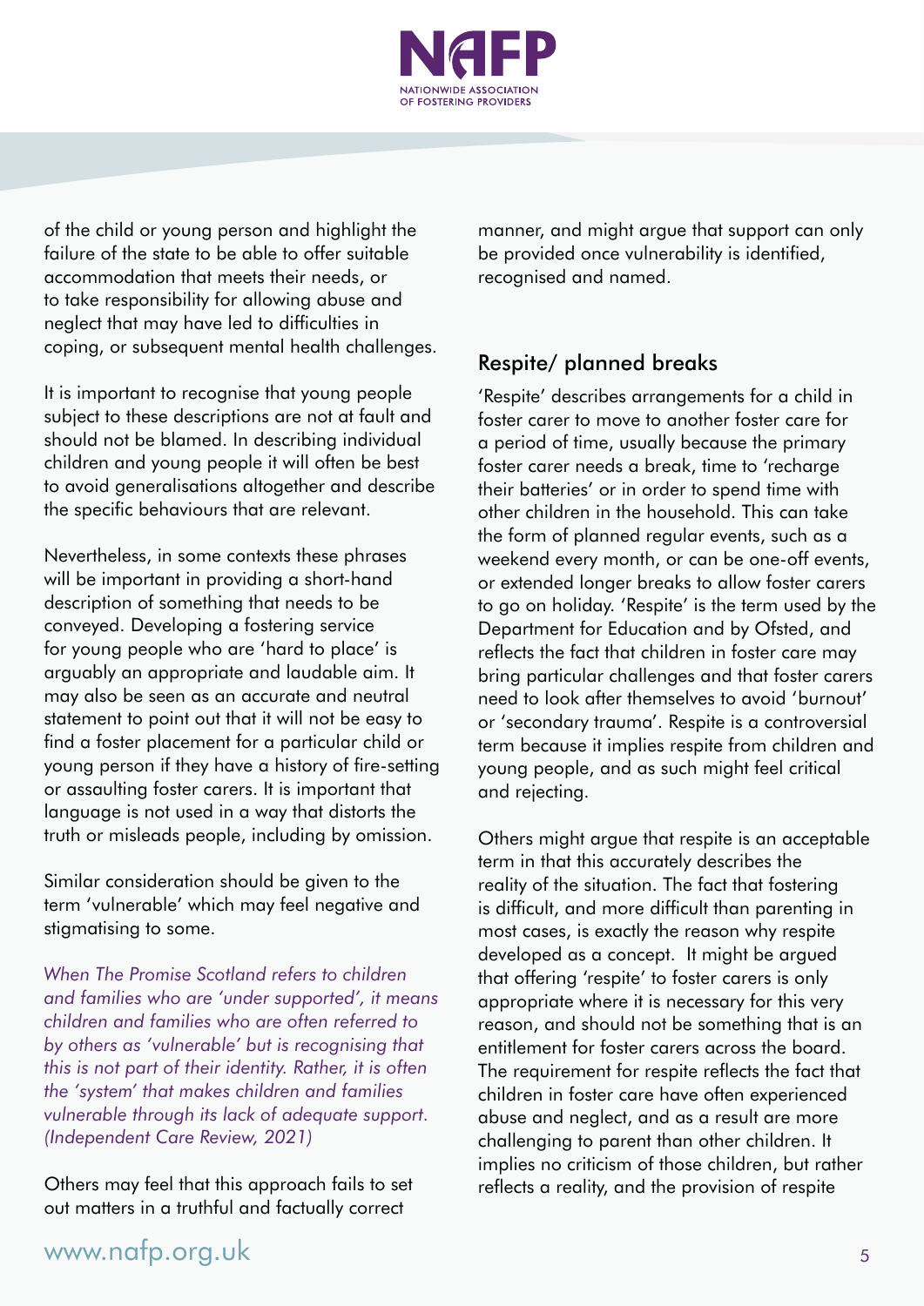of the child or young person and highlight the failure of the state to be able to offer suitable accommodation that meets their needs, or to take responsibility for allowing abuse and neglect that may have led to difficulties in coping, or subsequent mental health challenges.

It is important to recognise that young people subject to these descriptions are not at fault and should not be blamed. In describing individual children and young people it will often be best to avoid generalisations altogether and describe the specific behaviours that are relevant.

Nevertheless, in some contexts these phrases will be important in providing a short-hand description of something that needs to be conveyed. Developing a fostering service for young people who are 'hard to place' is arguably an appropriate and laudable aim. It may also be seen as an accurate and neutral statement to point out that it will not be easy to find a foster placement for a particular child or young person if they have a history of fire-setting or assaulting foster carers. It is important that language is not used in a way that distorts the truth or misleads people, including by omission.

Similar consideration should be given to the term 'vulnerable' which may feel negative and stigmatising to some.

*When The Promise Scotland refers to children and families who are 'under supported', it means children and families who are often referred to by others as 'vulnerable' but is recognising that this is not part of their identity. Rather, it is often the 'system' that makes children and families vulnerable through its lack of adequate support. (Independent Care Review, 2021)*

Others may feel that this approach fails to set out matters in a truthful and factually correct manner, and might argue that support can only be provided once vulnerability is identified, recognised and named.

## Respite/ planned breaks

'Respite' describes arrangements for a child in foster carer to move to another foster care for a period of time, usually because the primary foster carer needs a break, time to 'recharge their batteries' or in order to spend time with other children in the household. This can take the form of planned regular events, such as a weekend every month, or can be one-off events, or extended longer breaks to allow foster carers to go on holiday. 'Respite' is the term used by the Department for Education and by Ofsted, and reflects the fact that children in foster care may bring particular challenges and that foster carers need to look after themselves to avoid 'burnout' or 'secondary trauma'. Respite is a controversial term because it implies respite from children and young people, and as such might feel critical and rejecting.

Others might argue that respite is an acceptable term in that this accurately describes the reality of the situation. The fact that fostering is difficult, and more difficult than parenting in most cases, is exactly the reason why respite developed as a concept. It might be argued that offering 'respite' to foster carers is only appropriate where it is necessary for this very reason, and should not be something that is an entitlement for foster carers across the board. The requirement for respite reflects the fact that children in foster care have often experienced abuse and neglect, and as a result are more challenging to parent than other children. It implies no criticism of those children, but rather reflects a reality, and the provision of respite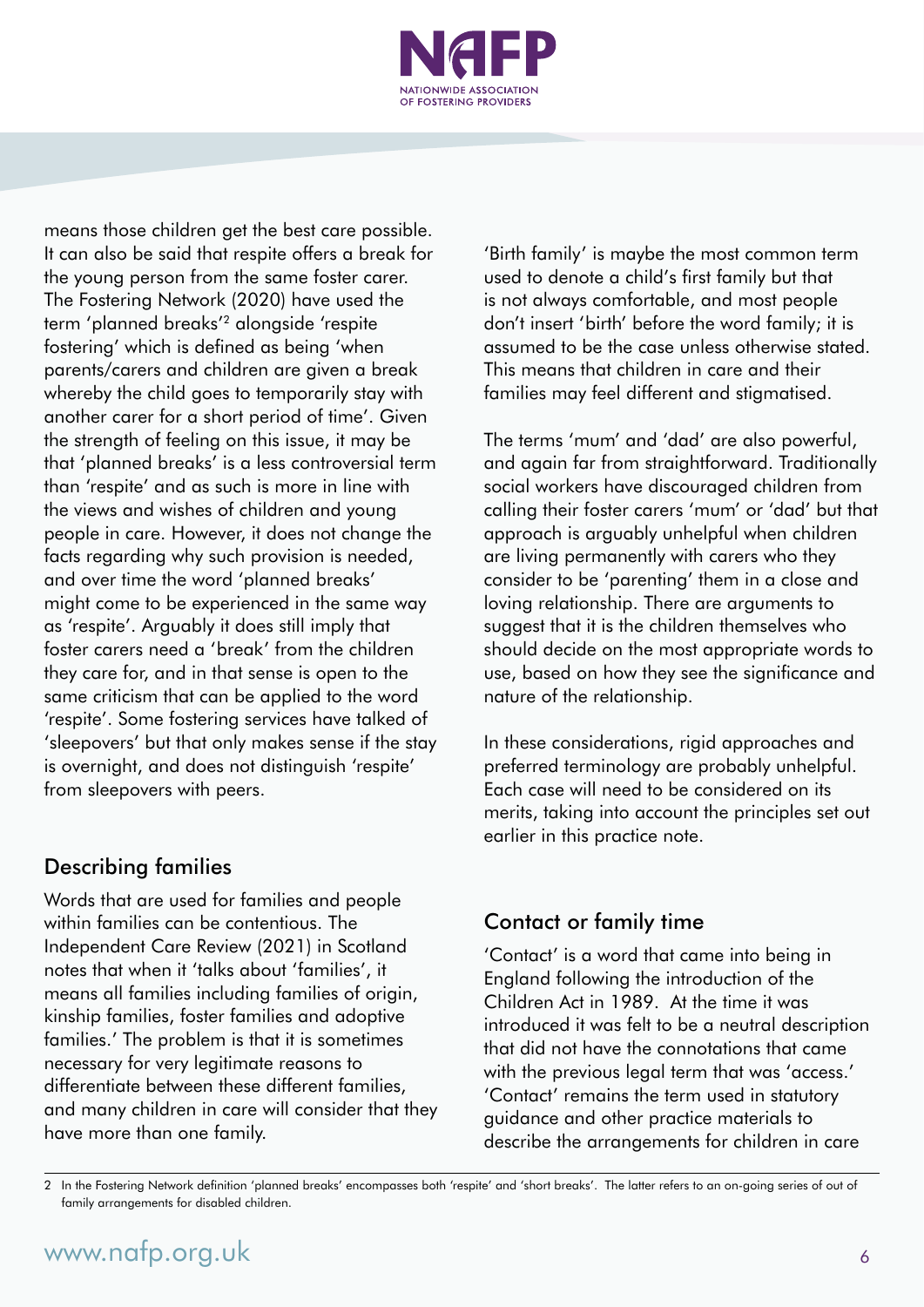means those children get the best care possible. It can also be said that respite offers a break for the young person from the same foster carer. The Fostering Network (2020) have used the term 'planned breaks'[2] alongside 'respite fostering' which is defined as being 'when parents/carers and children are given a break whereby the child goes to temporarily stay with another carer for a short period of time'. Given the strength of feeling on this issue, it may be that 'planned breaks' is a less controversial term than 'respite' and as such is more in line with the views and wishes of children and young people in care. However, it does not change the facts regarding why such provision is needed, and over time the word 'planned breaks' might come to be experienced in the same way as 'respite'. Arguably it does still imply that foster carers need a 'break' from the children they care for, and in that sense is open to the same criticism that can be applied to the word 'respite'. Some fostering services have talked of 'sleepovers' but that only makes sense if the stay is overnight, and does not distinguish 'respite' from sleepovers with peers.

## Describing families

Words that are used for families and people within families can be contentious. The Independent Care Review (2021) in Scotland notes that when it 'talks about 'families', it means all families including families of origin, kinship families, foster families and adoptive families.' The problem is that it is sometimes necessary for very legitimate reasons to differentiate between these different families, and many children in care will consider that they have more than one family.

'Birth family' is maybe the most common term used to denote a child's first family but that is not always comfortable, and most people don't insert 'birth' before the word family; it is assumed to be the case unless otherwise stated. This means that children in care and their families may feel different and stigmatised.

The terms 'mum' and 'dad' are also powerful, and again far from straightforward. Traditionally social workers have discouraged children from calling their foster carers 'mum' or 'dad' but that approach is arguably unhelpful when children are living permanently with carers who they consider to be 'parenting' them in a close and loving relationship. There are arguments to suggest that it is the children themselves who should decide on the most appropriate words to use, based on how they see the significance and nature of the relationship.

In these considerations, rigid approaches and preferred terminology are probably unhelpful. Each case will need to be considered on its merits, taking into account the principles set out earlier in this practice note.

## Contact or family time

'Contact' is a word that came into being in England following the introduction of the Children Act in 1989. At the time it was introduced it was felt to be a neutral description that did not have the connotations that came with the previous legal term that was 'access.' 'Contact' remains the term used in statutory guidance and other practice materials to describe the arrangements for children in care

---

2 In the Fostering Network definition 'planned breaks' encompasses both 'respite' and 'short breaks'. The latter refers to an on-going series of out of family arrangements for disabled children.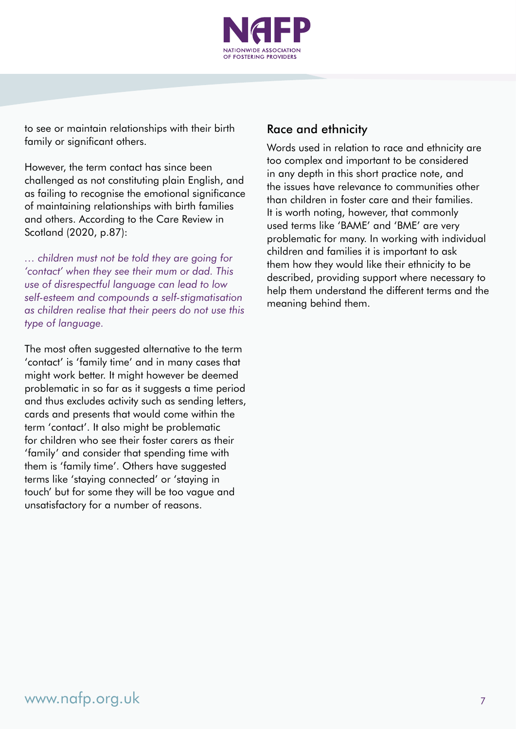to see or maintain relationships with their birth family or significant others.

However, the term contact has since been challenged as not constituting plain English, and as failing to recognise the emotional significance of maintaining relationships with birth families and others. According to the Care Review in Scotland (2020, p.87):

*… children must not be told they are going for 'contact' when they see their mum or dad. This use of disrespectful language can lead to low self-esteem and compounds a self-stigmatisation as children realise that their peers do not use this type of language.*

The most often suggested alternative to the term 'contact' is 'family time' and in many cases that might work better. It might however be deemed problematic in so far as it suggests a time period and thus excludes activity such as sending letters, cards and presents that would come within the term 'contact'. It also might be problematic for children who see their foster carers as their 'family' and consider that spending time with them is 'family time'. Others have suggested terms like 'staying connected' or 'staying in touch' but for some they will be too vague and unsatisfactory for a number of reasons.

## Race and ethnicity

Words used in relation to race and ethnicity are too complex and important to be considered in any depth in this short practice note, and the issues have relevance to communities other than children in foster care and their families. It is worth noting, however, that commonly used terms like 'BAME' and 'BME' are very problematic for many. In working with individual children and families it is important to ask them how they would like their ethnicity to be described, providing support where necessary to help them understand the different terms and the meaning behind them.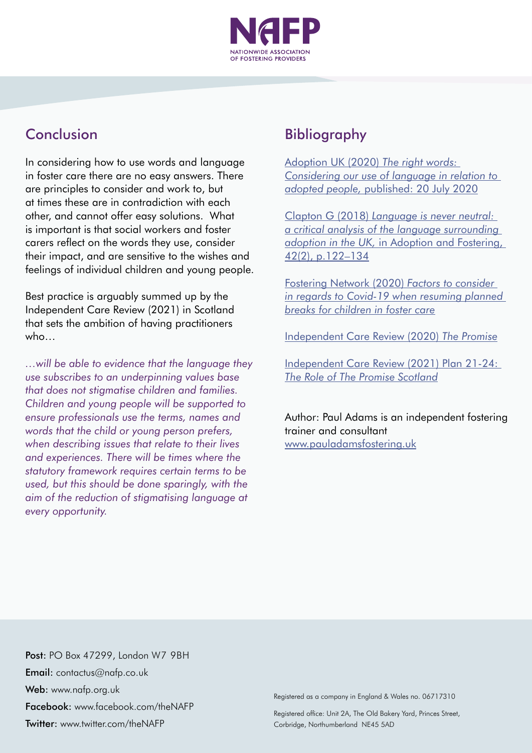## Conclusion

In considering how to use words and language in foster care there are no easy answers. There are principles to consider and work to, but at times these are in contradiction with each other, and cannot offer easy solutions. What is important is that social workers and foster carers reflect on the words they use, consider their impact, and are sensitive to the wishes and feelings of individual children and young people.

Best practice is arguably summed up by the Independent Care Review (2021) in Scotland that sets the ambition of having practitioners who…

*…will be able to evidence that the language they use subscribes to an underpinning values base that does not stigmatise children and families. Children and young people will be supported to ensure professionals use the terms, names and words that the child or young person prefers, when describing issues that relate to their lives and experiences. There will be times where the statutory framework requires certain terms to be used, but this should be done sparingly, with the aim of the reduction of stigmatising language at every opportunity.*

## Bibliography

Adoption UK (2020) *The right words: Considering our use of language in relation to adopted people,* published: 20 July 2020

Clapton G (2018) *Language is never neutral: a critical analysis of the language surrounding adoption in the UK,* in Adoption and Fostering, 42(2), p.122–134

Fostering Network (2020) *Factors to consider in regards to Covid-19 when resuming planned breaks for children in foster care*

Independent Care Review (2020) *The Promise*

Independent Care Review (2021) Plan 21-24: *The Role of The Promise Scotland*

Author: Paul Adams is an independent fostering trainer and consultant
www.pauladamsfostering.uk

**Post:** PO Box 47299, London W7 9BH
**Email:** contactus@nafp.co.uk
**Web:** www.nafp.org.uk
**Facebook:** www.facebook.com/theNAFP
**Twitter:** www.twitter.com/theNAFP

Registered as a company in England & Wales no. 06717310

Registered office: Unit 2A, The Old Bakery Yard, Princes Street, Corbridge, Northumberland NE45 5AD